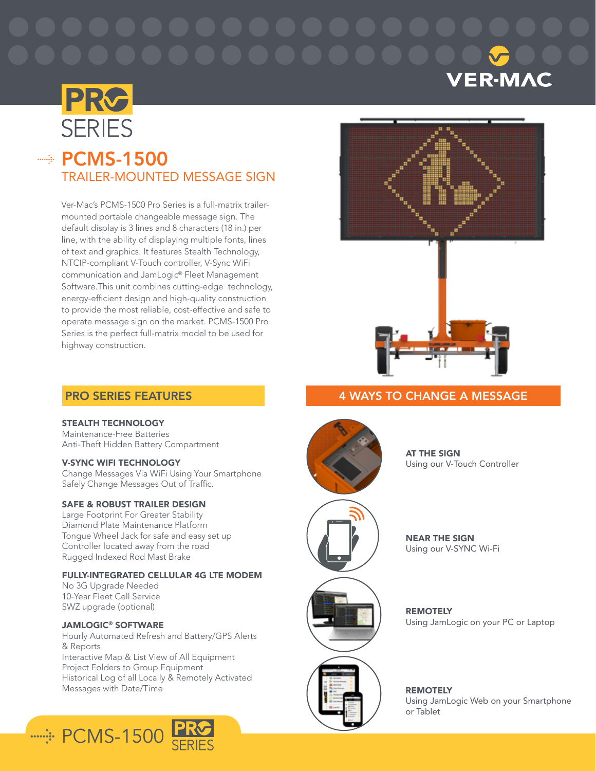VER-MAC

PRO SERIES

# PCMS-1500

## TRAILER-MOUNTED MESSAGE SIGN

Ver-Mac's PCMS-1500 Pro Series is a full-matrix trailer-mounted portable changeable message sign. The default display is 3 lines and 8 characters (18 in.) per line, with the ability of displaying multiple fonts, lines of text and graphics. It features Stealth Technology, NTCIP-compliant V-Touch controller, V-Sync WiFi communication and JamLogic® Fleet Management Software.This unit combines cutting-edge technology, energy-efficient design and high-quality construction to provide the most reliable, cost-effective and safe to operate message sign on the market. PCMS-1500 Pro Series is the perfect full-matrix model to be used for highway construction.

## PRO SERIES FEATURES

**STEALTH TECHNOLOGY**
Maintenance-Free Batteries
Anti-Theft Hidden Battery Compartment

**V-SYNC WIFI TECHNOLOGY**
Change Messages Via WiFi Using Your Smartphone
Safely Change Messages Out of Traffic.

**SAFE & ROBUST TRAILER DESIGN**
Large Footprint For Greater Stability
Diamond Plate Maintenance Platform
Tongue Wheel Jack for safe and easy set up
Controller located away from the road
Rugged Indexed Rod Mast Brake

**FULLY-INTEGRATED CELLULAR 4G LTE MODEM**
No 3G Upgrade Needed
10-Year Fleet Cell Service
SWZ upgrade (optional)

**JAMLOGIC® SOFTWARE**
Hourly Automated Refresh and Battery/GPS Alerts & Reports
Interactive Map & List View of All Equipment
Project Folders to Group Equipment
Historical Log of all Locally & Remotely Activated Messages with Date/Time

## 4 WAYS TO CHANGE A MESSAGE

**AT THE SIGN**
Using our V-Touch Controller

**NEAR THE SIGN**
Using our V-SYNC Wi-Fi

**REMOTELY**
Using JamLogic on your PC or Laptop

**REMOTELY**
Using JamLogic Web on your Smartphone or Tablet

PCMS-1500 PRO SERIES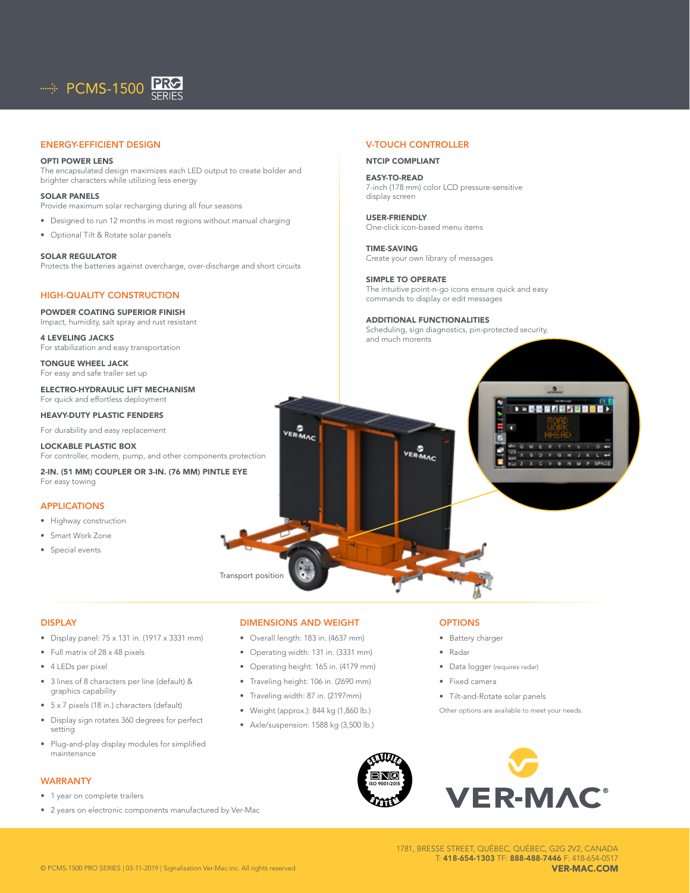# PCMS-1500 PRO SERIES

## ENERGY-EFFICIENT DESIGN

**OPTI POWER LENS**
The encapsulated design maximizes each LED output to create bolder and brighter characters while utilizing less energy

**SOLAR PANELS**
Provide maximum solar recharging during all four seasons

- Designed to run 12 months in most regions without manual charging
- Optional Tilt & Rotate solar panels

**SOLAR REGULATOR**
Protects the batteries against overcharge, over-discharge and short circuits

## HIGH-QUALITY CONSTRUCTION

**POWDER COATING SUPERIOR FINISH**
Impact, humidity, salt spray and rust resistant

**4 LEVELING JACKS**
For stabilization and easy transportation

**TONGUE WHEEL JACK**
For easy and safe trailer set up

**ELECTRO-HYDRAULIC LIFT MECHANISM**
For quick and effortless deployment

**HEAVY-DUTY PLASTIC FENDERS**
For durability and easy replacement

**LOCKABLE PLASTIC BOX**
For controller, modem, pump, and other components protection

**2-IN. (51 MM) COUPLER OR 3-IN. (76 MM) PINTLE EYE**
For easy towing

## APPLICATIONS

- Highway construction
- Smart Work Zone
- Special events

## V-TOUCH CONTROLLER

**NTCIP COMPLIANT**

**EASY-TO-READ**
7-inch (178 mm) color LCD pressure-sensitive display screen

**USER-FRIENDLY**
One-click icon-based menu items

**TIME-SAVING**
Create your own library of messages

**SIMPLE TO OPERATE**
The intuitive point-n-go icons ensure quick and easy commands to display or edit messages

**ADDITIONAL FUNCTIONALITIES**
Scheduling, sign diagnostics, pin-protected security, and much morents

Transport position

## DISPLAY

- Display panel: 75 x 131 in. (1917 x 3331 mm)
- Full matrix of 28 x 48 pixels
- 4 LEDs per pixel
- 3 lines of 8 characters per line (default) & graphics capability
- 5 x 7 pixels (18 in.) characters (default)
- Display sign rotates 360 degrees for perfect setting
- Plug-and-play display modules for simplified maintenance

## WARRANTY

- 1 year on complete trailers
- 2 years on electronic components manufactured by Ver-Mac

## DIMENSIONS AND WEIGHT

- Overall length: 183 in. (4637 mm)
- Operating width: 131 in. (3331 mm)
- Operating height: 165 in. (4179 mm)
- Traveling height: 106 in. (2690 mm)
- Traveling width: 87 in. (2197mm)
- Weight (approx.): 844 kg (1,860 lb.)
- Axle/suspension: 1588 kg (3,500 lb.)

## OPTIONS

- Battery charger
- Radar
- Data logger (requires radar)
- Fixed camera
- Tilt-and-Rotate solar panels

Other options are available to meet your needs.

CERTIFIED SYSTEM BNQ ISO 9001:2015

VER-MAC®

1781, BRESSE STREET, QUÉBEC, QUÉBEC, G2G 2V2, CANADA
T: **418-654-1303** TF: **888-488-7446** F: 418-654-0517
**VER-MAC.COM**

© PCMS-1500 PRO SERIES | 03-11-2019 | Signalisation Ver-Mac inc. All rights reserved.